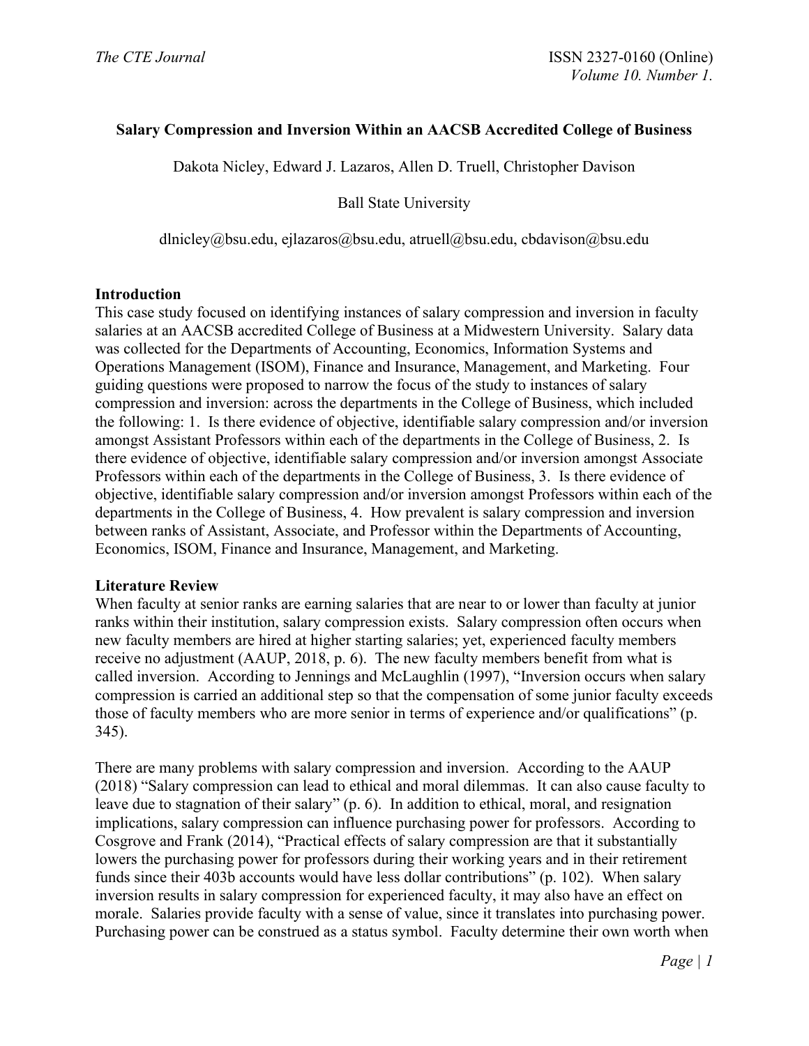# Salary Compression and Inversion Within an AACSB Accredited College of Business

Dakota Nicley, Edward J. Lazaros, Allen D. Truell, Christopher Davison

Ball State University

dlnicley@bsu.edu, ejlazaros@bsu.edu, atruell@bsu.edu, cbdavison@bsu.edu

## Introduction

This case study focused on identifying instances of salary compression and inversion in faculty salaries at an AACSB accredited College of Business at a Midwestern University. Salary data was collected for the Departments of Accounting, Economics, Information Systems and Operations Management (ISOM), Finance and Insurance, Management, and Marketing. Four guiding questions were proposed to narrow the focus of the study to instances of salary compression and inversion: across the departments in the College of Business, which included the following: 1. Is there evidence of objective, identifiable salary compression and/or inversion amongst Assistant Professors within each of the departments in the College of Business, 2. Is there evidence of objective, identifiable salary compression and/or inversion amongst Associate Professors within each of the departments in the College of Business, 3. Is there evidence of objective, identifiable salary compression and/or inversion amongst Professors within each of the departments in the College of Business, 4. How prevalent is salary compression and inversion between ranks of Assistant, Associate, and Professor within the Departments of Accounting, Economics, ISOM, Finance and Insurance, Management, and Marketing.

## Literature Review

When faculty at senior ranks are earning salaries that are near to or lower than faculty at junior ranks within their institution, salary compression exists. Salary compression often occurs when new faculty members are hired at higher starting salaries; yet, experienced faculty members receive no adjustment (AAUP, 2018, p. 6). The new faculty members benefit from what is called inversion. According to Jennings and McLaughlin (1997), "Inversion occurs when salary compression is carried an additional step so that the compensation of some junior faculty exceeds those of faculty members who are more senior in terms of experience and/or qualifications" (p. 345).

There are many problems with salary compression and inversion. According to the AAUP (2018) "Salary compression can lead to ethical and moral dilemmas. It can also cause faculty to leave due to stagnation of their salary" (p. 6). In addition to ethical, moral, and resignation implications, salary compression can influence purchasing power for professors. According to Cosgrove and Frank (2014), "Practical effects of salary compression are that it substantially lowers the purchasing power for professors during their working years and in their retirement funds since their 403b accounts would have less dollar contributions" (p. 102). When salary inversion results in salary compression for experienced faculty, it may also have an effect on morale. Salaries provide faculty with a sense of value, since it translates into purchasing power. Purchasing power can be construed as a status symbol. Faculty determine their own worth when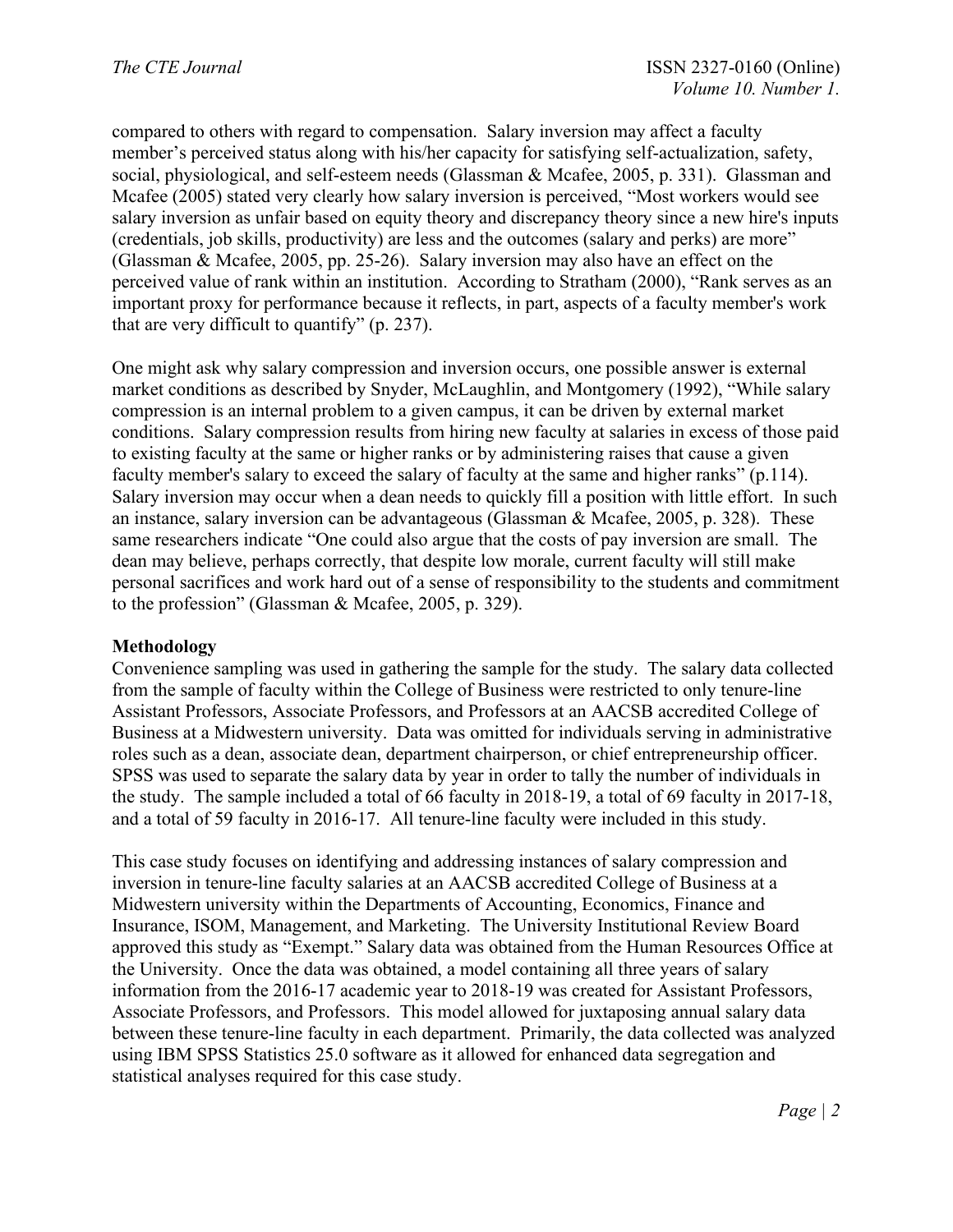compared to others with regard to compensation. Salary inversion may affect a faculty member's perceived status along with his/her capacity for satisfying self-actualization, safety, social, physiological, and self-esteem needs (Glassman & Mcafee, 2005, p. 331). Glassman and Mcafee (2005) stated very clearly how salary inversion is perceived, "Most workers would see salary inversion as unfair based on equity theory and discrepancy theory since a new hire's inputs (credentials, job skills, productivity) are less and the outcomes (salary and perks) are more" (Glassman & Mcafee, 2005, pp. 25-26). Salary inversion may also have an effect on the perceived value of rank within an institution. According to Stratham (2000), "Rank serves as an important proxy for performance because it reflects, in part, aspects of a faculty member's work that are very difficult to quantify" (p. 237).

One might ask why salary compression and inversion occurs, one possible answer is external market conditions as described by Snyder, McLaughlin, and Montgomery (1992), "While salary compression is an internal problem to a given campus, it can be driven by external market conditions. Salary compression results from hiring new faculty at salaries in excess of those paid to existing faculty at the same or higher ranks or by administering raises that cause a given faculty member's salary to exceed the salary of faculty at the same and higher ranks" (p.114). Salary inversion may occur when a dean needs to quickly fill a position with little effort. In such an instance, salary inversion can be advantageous (Glassman & Mcafee, 2005, p. 328). These same researchers indicate "One could also argue that the costs of pay inversion are small. The dean may believe, perhaps correctly, that despite low morale, current faculty will still make personal sacrifices and work hard out of a sense of responsibility to the students and commitment to the profession" (Glassman & Mcafee, 2005, p. 329).

## Methodology

Convenience sampling was used in gathering the sample for the study. The salary data collected from the sample of faculty within the College of Business were restricted to only tenure-line Assistant Professors, Associate Professors, and Professors at an AACSB accredited College of Business at a Midwestern university. Data was omitted for individuals serving in administrative roles such as a dean, associate dean, department chairperson, or chief entrepreneurship officer. SPSS was used to separate the salary data by year in order to tally the number of individuals in the study. The sample included a total of 66 faculty in 2018-19, a total of 69 faculty in 2017-18, and a total of 59 faculty in 2016-17. All tenure-line faculty were included in this study.

This case study focuses on identifying and addressing instances of salary compression and inversion in tenure-line faculty salaries at an AACSB accredited College of Business at a Midwestern university within the Departments of Accounting, Economics, Finance and Insurance, ISOM, Management, and Marketing. The University Institutional Review Board approved this study as "Exempt." Salary data was obtained from the Human Resources Office at the University. Once the data was obtained, a model containing all three years of salary information from the 2016-17 academic year to 2018-19 was created for Assistant Professors, Associate Professors, and Professors. This model allowed for juxtaposing annual salary data between these tenure-line faculty in each department. Primarily, the data collected was analyzed using IBM SPSS Statistics 25.0 software as it allowed for enhanced data segregation and statistical analyses required for this case study.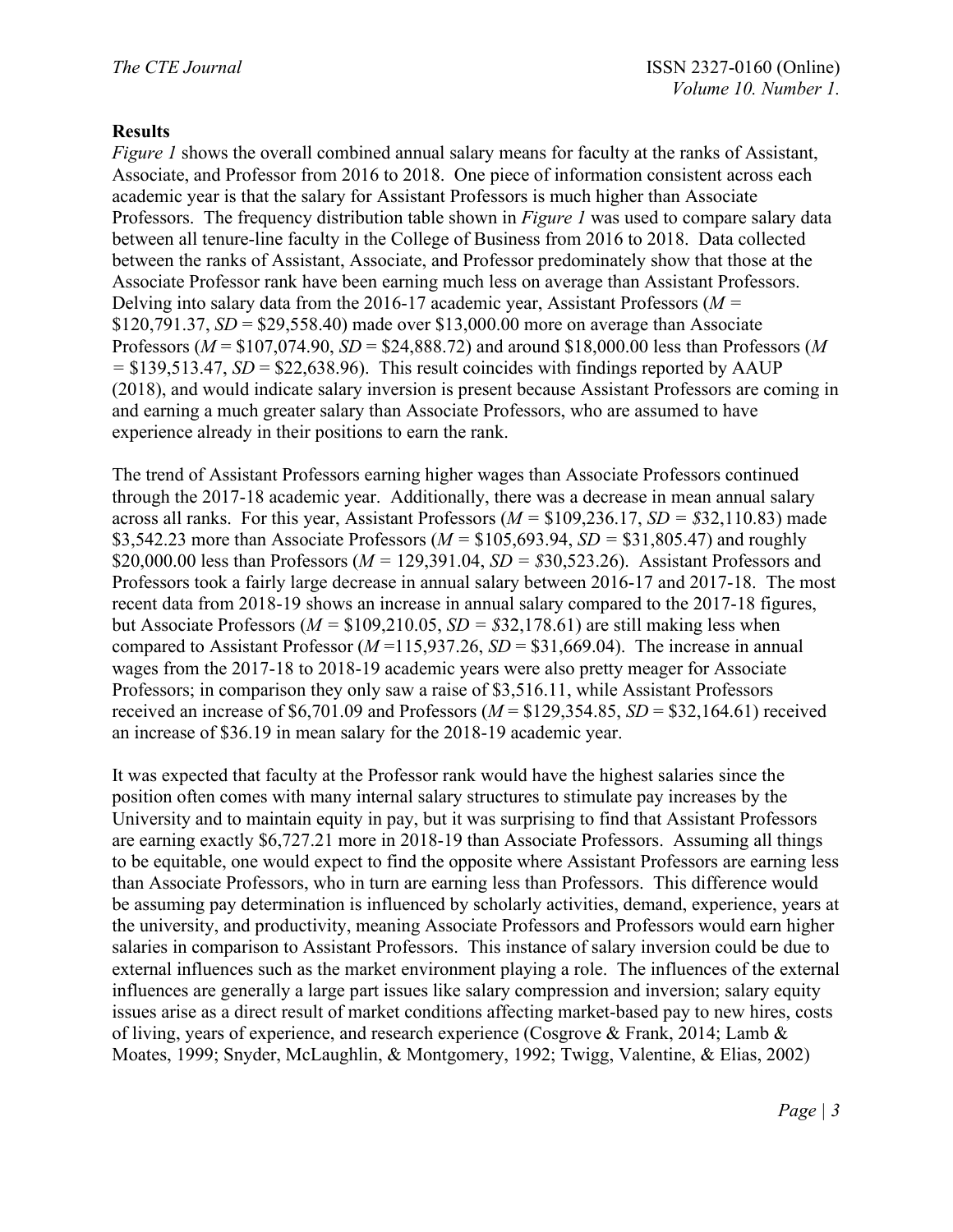## Results

*Figure 1* shows the overall combined annual salary means for faculty at the ranks of Assistant, Associate, and Professor from 2016 to 2018. One piece of information consistent across each academic year is that the salary for Assistant Professors is much higher than Associate Professors. The frequency distribution table shown in *Figure 1* was used to compare salary data between all tenure-line faculty in the College of Business from 2016 to 2018. Data collected between the ranks of Assistant, Associate, and Professor predominately show that those at the Associate Professor rank have been earning much less on average than Assistant Professors. Delving into salary data from the 2016-17 academic year, Assistant Professors ($M$ = \$120,791.37, $SD$ = \$29,558.40) made over \$13,000.00 more on average than Associate Professors ($M$ = \$107,074.90, $SD$ = \$24,888.72) and around \$18,000.00 less than Professors ($M$ = \$139,513.47, $SD$ = \$22,638.96). This result coincides with findings reported by AAUP (2018), and would indicate salary inversion is present because Assistant Professors are coming in and earning a much greater salary than Associate Professors, who are assumed to have experience already in their positions to earn the rank.

The trend of Assistant Professors earning higher wages than Associate Professors continued through the 2017-18 academic year. Additionally, there was a decrease in mean annual salary across all ranks. For this year, Assistant Professors ($M$ = \$109,236.17, $SD$ = \$32,110.83) made \$3,542.23 more than Associate Professors ($M$ = \$105,693.94, $SD$ = \$31,805.47) and roughly \$20,000.00 less than Professors ($M$ = 129,391.04, $SD$ = \$30,523.26). Assistant Professors and Professors took a fairly large decrease in annual salary between 2016-17 and 2017-18. The most recent data from 2018-19 shows an increase in annual salary compared to the 2017-18 figures, but Associate Professors ($M$ = \$109,210.05, $SD$ = \$32,178.61) are still making less when compared to Assistant Professor ($M$ =115,937.26, $SD$ = \$31,669.04). The increase in annual wages from the 2017-18 to 2018-19 academic years were also pretty meager for Associate Professors; in comparison they only saw a raise of \$3,516.11, while Assistant Professors received an increase of \$6,701.09 and Professors ($M$ = \$129,354.85, $SD$ = \$32,164.61) received an increase of \$36.19 in mean salary for the 2018-19 academic year.

It was expected that faculty at the Professor rank would have the highest salaries since the position often comes with many internal salary structures to stimulate pay increases by the University and to maintain equity in pay, but it was surprising to find that Assistant Professors are earning exactly \$6,727.21 more in 2018-19 than Associate Professors. Assuming all things to be equitable, one would expect to find the opposite where Assistant Professors are earning less than Associate Professors, who in turn are earning less than Professors. This difference would be assuming pay determination is influenced by scholarly activities, demand, experience, years at the university, and productivity, meaning Associate Professors and Professors would earn higher salaries in comparison to Assistant Professors. This instance of salary inversion could be due to external influences such as the market environment playing a role. The influences of the external influences are generally a large part issues like salary compression and inversion; salary equity issues arise as a direct result of market conditions affecting market-based pay to new hires, costs of living, years of experience, and research experience (Cosgrove & Frank, 2014; Lamb & Moates, 1999; Snyder, McLaughlin, & Montgomery, 1992; Twigg, Valentine, & Elias, 2002)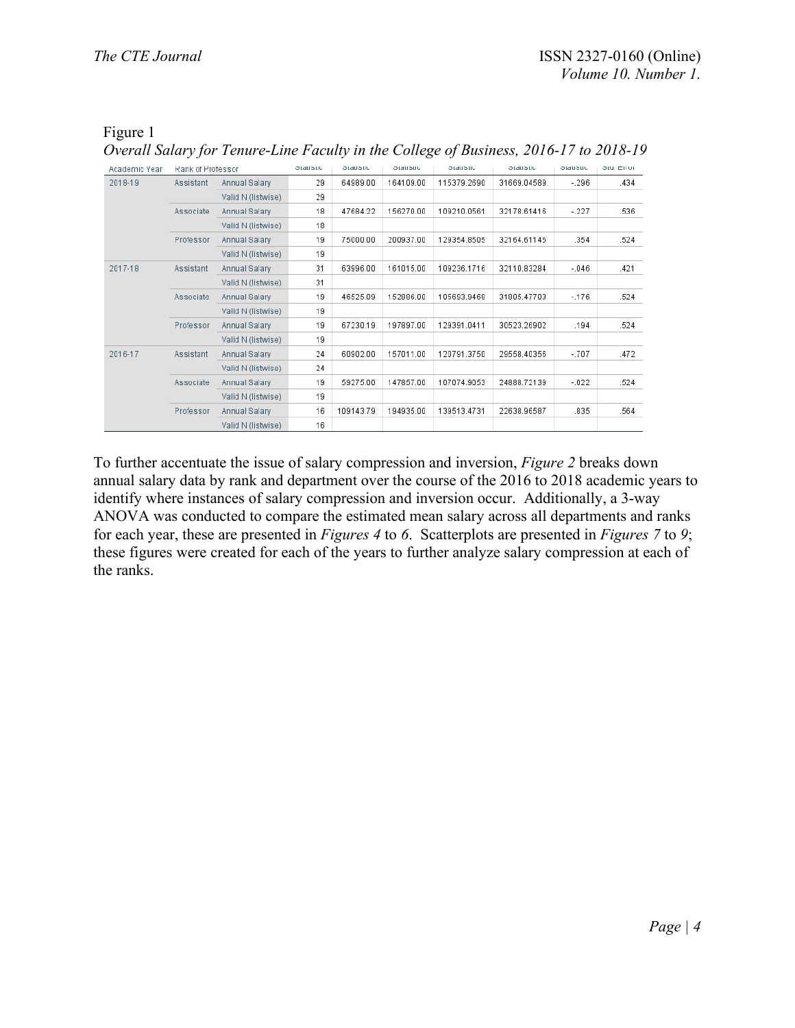Figure 1

*Overall Salary for Tenure-Line Faculty in the College of Business, 2016-17 to 2018-19*

| Academic Year | Rank of Professor | | Statistic | Statistic | Statistic | Statistic | Statistic | Statistic | Std. Error |
|---|---|---|---|---|---|---|---|---|---|
| 2018-19 | Assistant | Annual Salary | 29 | 64989.00 | 164109.00 | 115379.2690 | 31669.04589 | -.296 | .434 |
| | | Valid N (listwise) | 29 | | | | | | |
| | Associate | Annual Salary | 18 | 47684.22 | 156270.00 | 109210.0561 | 32178.61416 | -.227 | .536 |
| | | Valid N (listwise) | 18 | | | | | | |
| | Professor | Annual Salary | 19 | 75000.00 | 200937.00 | 129354.8505 | 32164.61145 | .354 | .524 |
| | | Valid N (listwise) | 19 | | | | | | |
| 2017-18 | Assistant | Annual Salary | 31 | 63996.00 | 161015.00 | 109236.1716 | 32110.83284 | -.046 | .421 |
| | | Valid N (listwise) | 31 | | | | | | |
| | Associate | Annual Salary | 19 | 46525.09 | 152886.00 | 105693.9468 | 31805.47703 | -.176 | .524 |
| | | Valid N (listwise) | 19 | | | | | | |
| | Professor | Annual Salary | 19 | 67230.19 | 197897.00 | 129391.0411 | 30523.26902 | .194 | .524 |
| | | Valid N (listwise) | 19 | | | | | | |
| 2016-17 | Assistant | Annual Salary | 24 | 60902.00 | 157011.00 | 120791.3750 | 29558.40356 | -.707 | .472 |
| | | Valid N (listwise) | 24 | | | | | | |
| | Associate | Annual Salary | 19 | 59275.00 | 147857.00 | 107074.9053 | 24888.72139 | -.022 | .524 |
| | | Valid N (listwise) | 19 | | | | | | |
| | Professor | Annual Salary | 16 | 109143.79 | 194935.00 | 139513.4731 | 22638.96587 | .835 | .564 |
| | | Valid N (listwise) | 16 | | | | | | |

To further accentuate the issue of salary compression and inversion, *Figure 2* breaks down annual salary data by rank and department over the course of the 2016 to 2018 academic years to identify where instances of salary compression and inversion occur. Additionally, a 3-way ANOVA was conducted to compare the estimated mean salary across all departments and ranks for each year, these are presented in *Figures 4* to *6*. Scatterplots are presented in *Figures 7* to *9*; these figures were created for each of the years to further analyze salary compression at each of the ranks.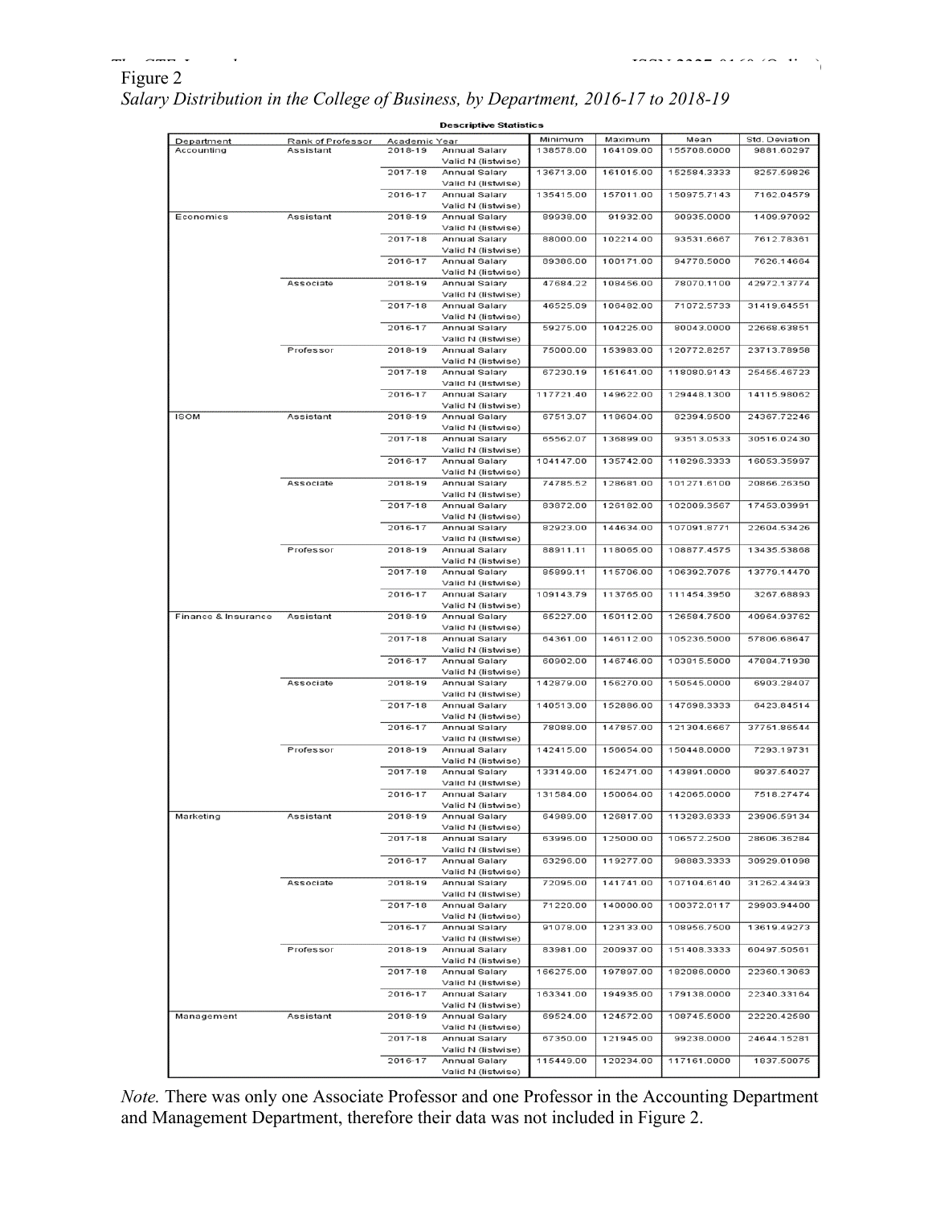Figure 2

*Salary Distribution in the College of Business, by Department, 2016-17 to 2018-19*

**Descriptive Statistics**

| Department | Rank of Professor | Academic Year | | Minimum | Maximum | Mean | Std. Deviation |
|---|---|---|---|---|---|---|---|
| Accounting | Assistant | 2018-19 | Annual Salary | 138578.00 | 164109.00 | 155708.6000 | 9881.60297 |
| | | | Valid N (listwise) | | | | |
| | | 2017-18 | Annual Salary | 136713.00 | 161015.00 | 152584.3333 | 8257.59826 |
| | | | Valid N (listwise) | | | | |
| | | 2016-17 | Annual Salary | 135415.00 | 157011.00 | 150975.7143 | 7162.04579 |
| | | | Valid N (listwise) | | | | |
| Economics | Assistant | 2018-19 | Annual Salary | 89938.00 | 91932.00 | 90935.0000 | 1409.97092 |
| | | | Valid N (listwise) | | | | |
| | | 2017-18 | Annual Salary | 88000.00 | 102214.00 | 93531.6667 | 7612.78361 |
| | | | Valid N (listwise) | | | | |
| | | 2016-17 | Annual Salary | 89386.00 | 100171.00 | 94778.5000 | 7626.14664 |
| | | | Valid N (listwise) | | | | |
| | Associate | 2018-19 | Annual Salary | 47684.22 | 108456.00 | 78070.1100 | 42972.13774 |
| | | | Valid N (listwise) | | | | |
| | | 2017-18 | Annual Salary | 46525.09 | 106482.00 | 71072.5733 | 31419.64551 |
| | | | Valid N (listwise) | | | | |
| | | 2016-17 | Annual Salary | 59275.00 | 104225.00 | 80043.0000 | 22668.63851 |
| | | | Valid N (listwise) | | | | |
| | Professor | 2018-19 | Annual Salary | 75000.00 | 153983.00 | 120772.8257 | 23713.78958 |
| | | | Valid N (listwise) | | | | |
| | | 2017-18 | Annual Salary | 67230.19 | 151641.00 | 118080.9143 | 25455.46723 |
| | | | Valid N (listwise) | | | | |
| | | 2016-17 | Annual Salary | 117721.40 | 149622.00 | 129448.1300 | 14115.98062 |
| | | | Valid N (listwise) | | | | |
| ISOM | Assistant | 2018-19 | Annual Salary | 67513.07 | 119604.00 | 82394.9500 | 24367.72246 |
| | | | Valid N (listwise) | | | | |
| | | 2017-18 | Annual Salary | 65562.07 | 136899.00 | 93513.0533 | 30516.02430 |
| | | | Valid N (listwise) | | | | |
| | | 2016-17 | Annual Salary | 104147.00 | 135742.00 | 118296.3333 | 16053.35997 |
| | | | Valid N (listwise) | | | | |
| | Associate | 2018-19 | Annual Salary | 74785.52 | 128681.00 | 101271.6100 | 20866.26350 |
| | | | Valid N (listwise) | | | | |
| | | 2017-18 | Annual Salary | 83872.00 | 126182.00 | 102009.3567 | 17453.03991 |
| | | | Valid N (listwise) | | | | |
| | | 2016-17 | Annual Salary | 82923.00 | 144634.00 | 107091.8771 | 22604.53426 |
| | | | Valid N (listwise) | | | | |
| | Professor | 2018-19 | Annual Salary | 88911.11 | 118065.00 | 108877.4575 | 13435.53868 |
| | | | Valid N (listwise) | | | | |
| | | 2017-18 | Annual Salary | 85999.11 | 115706.00 | 106392.7075 | 13779.14470 |
| | | | Valid N (listwise) | | | | |
| | | 2016-17 | Annual Salary | 109143.79 | 113765.00 | 111454.3950 | 3267.68893 |
| | | | Valid N (listwise) | | | | |
| Finance & Insurance | Assistant | 2018-19 | Annual Salary | 65227.00 | 150112.00 | 126584.7500 | 40964.93762 |
| | | | Valid N (listwise) | | | | |
| | | 2017-18 | Annual Salary | 64361.00 | 146112.00 | 105236.5000 | 57806.68647 |
| | | | Valid N (listwise) | | | | |
| | | 2016-17 | Annual Salary | 60902.00 | 146746.00 | 103815.5000 | 47884.71938 |
| | | | Valid N (listwise) | | | | |
| | Associate | 2018-19 | Annual Salary | 142879.00 | 156270.00 | 150545.0000 | 6903.28407 |
| | | | Valid N (listwise) | | | | |
| | | 2017-18 | Annual Salary | 140513.00 | 152886.00 | 147698.3333 | 6423.84514 |
| | | | Valid N (listwise) | | | | |
| | | 2016-17 | Annual Salary | 78089.00 | 147857.00 | 121304.6667 | 37751.86544 |
| | | | Valid N (listwise) | | | | |
| | Professor | 2018-19 | Annual Salary | 142415.00 | 156654.00 | 150448.0000 | 7293.19731 |
| | | | Valid N (listwise) | | | | |
| | | 2017-18 | Annual Salary | 133149.00 | 152471.00 | 143891.0000 | 8937.64027 |
| | | | Valid N (listwise) | | | | |
| | | 2016-17 | Annual Salary | 131584.00 | 150064.00 | 142065.0000 | 7518.27474 |
| | | | Valid N (listwise) | | | | |
| Marketing | Assistant | 2018-19 | Annual Salary | 64989.00 | 126817.00 | 113283.8333 | 23906.59134 |
| | | | Valid N (listwise) | | | | |
| | | 2017-18 | Annual Salary | 63996.00 | 125000.00 | 106572.2500 | 28606.36284 |
| | | | Valid N (listwise) | | | | |
| | | 2016-17 | Annual Salary | 63296.00 | 119277.00 | 98883.3333 | 30929.01098 |
| | | | Valid N (listwise) | | | | |
| | Associate | 2018-19 | Annual Salary | 72095.00 | 141741.00 | 107104.6140 | 31262.43493 |
| | | | Valid N (listwise) | | | | |
| | | 2017-18 | Annual Salary | 71220.00 | 140000.00 | 100372.0117 | 29903.94400 |
| | | | Valid N (listwise) | | | | |
| | | 2016-17 | Annual Salary | 91078.00 | 123133.00 | 108956.7500 | 13619.49273 |
| | | | Valid N (listwise) | | | | |
| | Professor | 2018-19 | Annual Salary | 83981.00 | 200937.00 | 151408.3333 | 60497.50561 |
| | | | Valid N (listwise) | | | | |
| | | 2017-18 | Annual Salary | 166275.00 | 197897.00 | 182086.0000 | 22360.13063 |
| | | | Valid N (listwise) | | | | |
| | | 2016-17 | Annual Salary | 163341.00 | 194935.00 | 179138.0000 | 22340.33164 |
| | | | Valid N (listwise) | | | | |
| Management | Assistant | 2018-19 | Annual Salary | 69524.00 | 124572.00 | 108745.5000 | 22220.42580 |
| | | | Valid N (listwise) | | | | |
| | | 2017-18 | Annual Salary | 67350.00 | 121945.00 | 99238.0000 | 24644.15281 |
| | | | Valid N (listwise) | | | | |
| | | 2016-17 | Annual Salary | 115449.00 | 120234.00 | 117161.0000 | 1837.50075 |
| | | | Valid N (listwise) | | | | |

*Note.* There was only one Associate Professor and one Professor in the Accounting Department and Management Department, therefore their data was not included in Figure 2.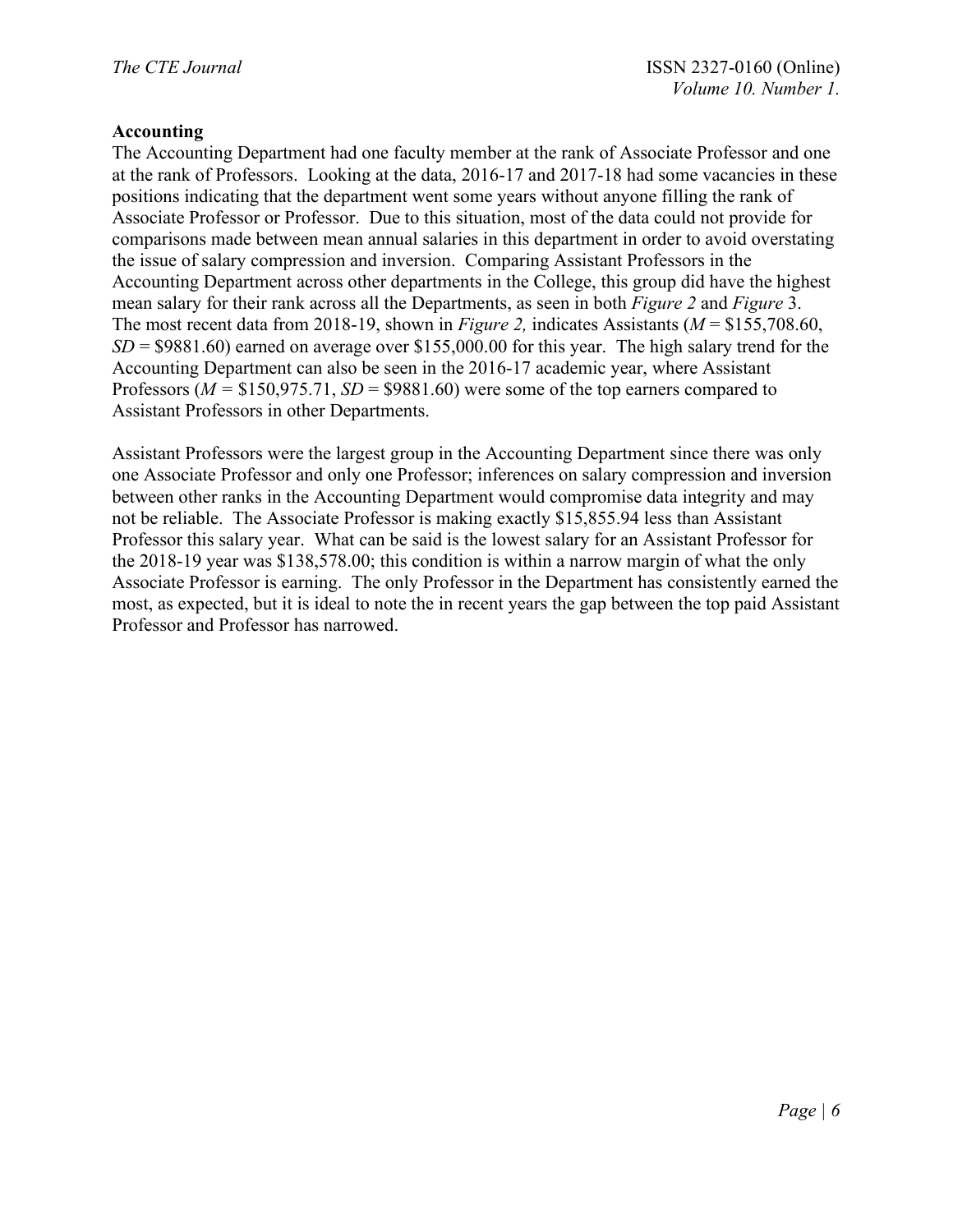**Accounting**

The Accounting Department had one faculty member at the rank of Associate Professor and one at the rank of Professors. Looking at the data, 2016-17 and 2017-18 had some vacancies in these positions indicating that the department went some years without anyone filling the rank of Associate Professor or Professor. Due to this situation, most of the data could not provide for comparisons made between mean annual salaries in this department in order to avoid overstating the issue of salary compression and inversion. Comparing Assistant Professors in the Accounting Department across other departments in the College, this group did have the highest mean salary for their rank across all the Departments, as seen in both *Figure 2* and *Figure* 3. The most recent data from 2018-19, shown in *Figure 2,* indicates Assistants ($M$ = \$155,708.60, $SD$ = \$9881.60) earned on average over \$155,000.00 for this year. The high salary trend for the Accounting Department can also be seen in the 2016-17 academic year, where Assistant Professors ($M$ = \$150,975.71, $SD$ = \$9881.60) were some of the top earners compared to Assistant Professors in other Departments.

Assistant Professors were the largest group in the Accounting Department since there was only one Associate Professor and only one Professor; inferences on salary compression and inversion between other ranks in the Accounting Department would compromise data integrity and may not be reliable. The Associate Professor is making exactly \$15,855.94 less than Assistant Professor this salary year. What can be said is the lowest salary for an Assistant Professor for the 2018-19 year was \$138,578.00; this condition is within a narrow margin of what the only Associate Professor is earning. The only Professor in the Department has consistently earned the most, as expected, but it is ideal to note the in recent years the gap between the top paid Assistant Professor and Professor has narrowed.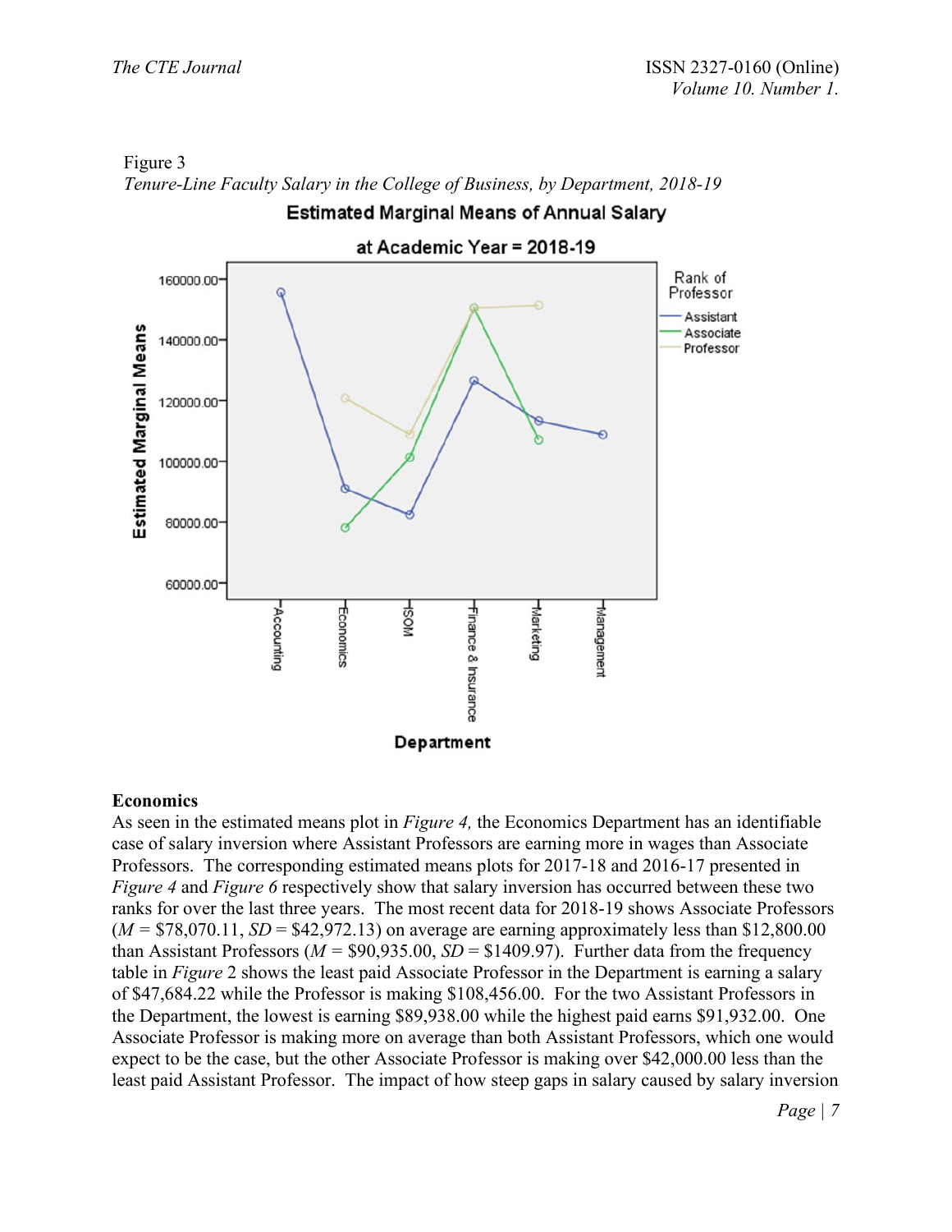Figure 3

*Tenure-Line Faculty Salary in the College of Business, by Department, 2018-19*

**Economics**

As seen in the estimated means plot in *Figure 4,* the Economics Department has an identifiable case of salary inversion where Assistant Professors are earning more in wages than Associate Professors. The corresponding estimated means plots for 2017-18 and 2016-17 presented in *Figure 4* and *Figure 6* respectively show that salary inversion has occurred between these two ranks for over the last three years. The most recent data for 2018-19 shows Associate Professors ($M$ = \$78,070.11, $SD$ = \$42,972.13) on average are earning approximately less than \$12,800.00 than Assistant Professors ($M$ = \$90,935.00, $SD$ = \$1409.97). Further data from the frequency table in *Figure* 2 shows the least paid Associate Professor in the Department is earning a salary of \$47,684.22 while the Professor is making \$108,456.00. For the two Assistant Professors in the Department, the lowest is earning \$89,938.00 while the highest paid earns \$91,932.00. One Associate Professor is making more on average than both Assistant Professors, which one would expect to be the case, but the other Associate Professor is making over \$42,000.00 less than the least paid Assistant Professor. The impact of how steep gaps in salary caused by salary inversion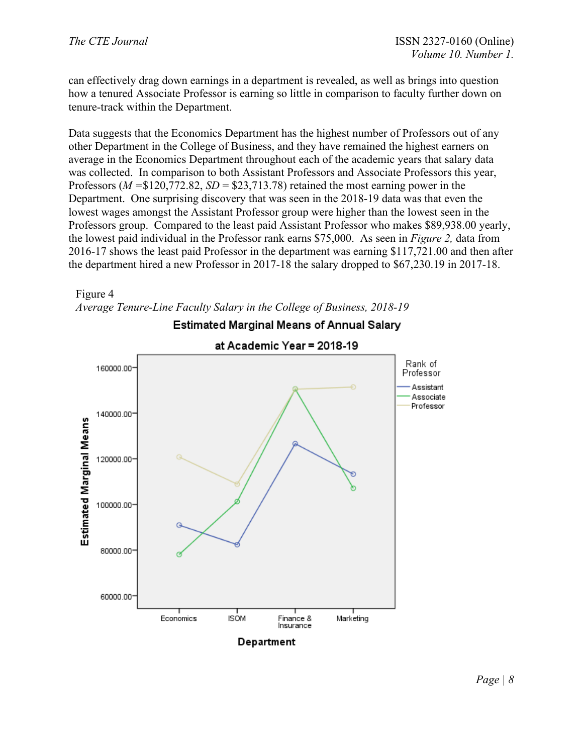can effectively drag down earnings in a department is revealed, as well as brings into question how a tenured Associate Professor is earning so little in comparison to faculty further down on tenure-track within the Department.

Data suggests that the Economics Department has the highest number of Professors out of any other Department in the College of Business, and they have remained the highest earners on average in the Economics Department throughout each of the academic years that salary data was collected. In comparison to both Assistant Professors and Associate Professors this year, Professors ($M$ =$120,772.82, $SD$ = $23,713.78) retained the most earning power in the Department. One surprising discovery that was seen in the 2018-19 data was that even the lowest wages amongst the Assistant Professor group were higher than the lowest seen in the Professors group. Compared to the least paid Assistant Professor who makes $89,938.00 yearly, the lowest paid individual in the Professor rank earns $75,000. As seen in *Figure 2,* data from 2016-17 shows the least paid Professor in the department was earning $117,721.00 and then after the department hired a new Professor in 2017-18 the salary dropped to $67,230.19 in 2017-18.

Figure 4

*Average Tenure-Line Faculty Salary in the College of Business, 2018-19*

**Estimated Marginal Means of Annual Salary**

**at Academic Year = 2018-19**

Rank of Professor: Assistant, Associate, Professor

Estimated Marginal Means: 60000.00, 80000.00, 100000.00, 120000.00, 140000.00, 160000.00

Department: Economics, ISOM, Finance & Insurance, Marketing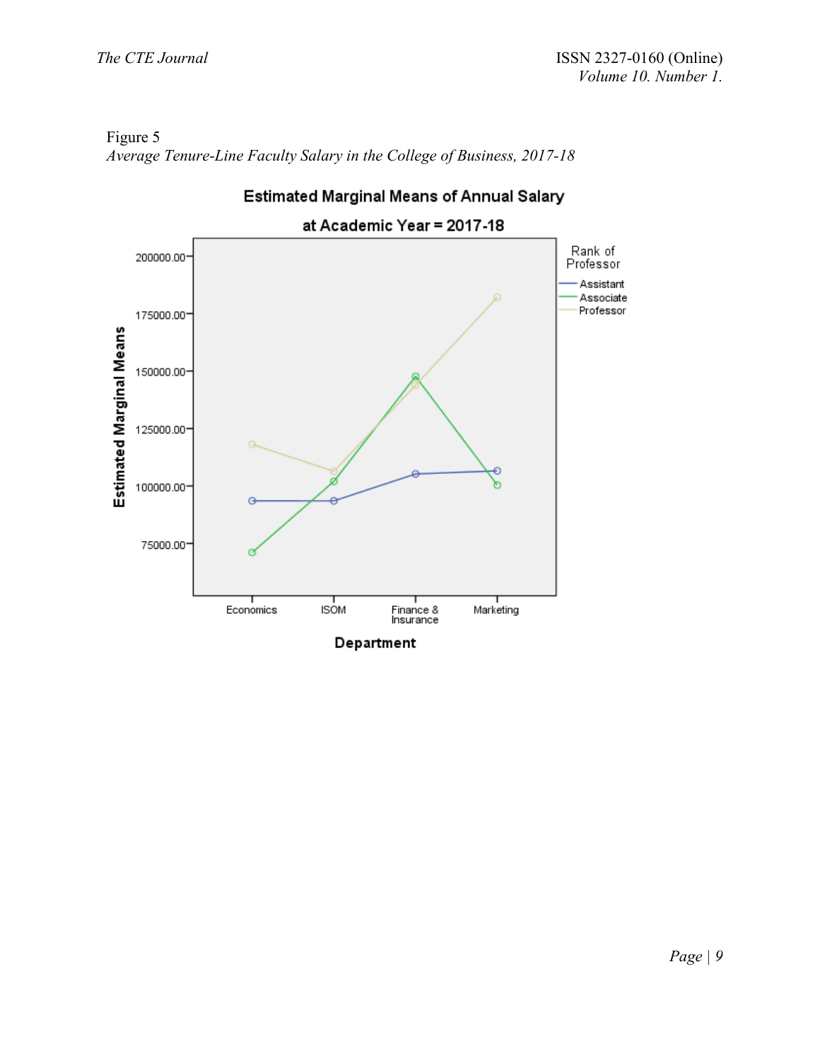Figure 5

*Average Tenure-Line Faculty Salary in the College of Business, 2017-18*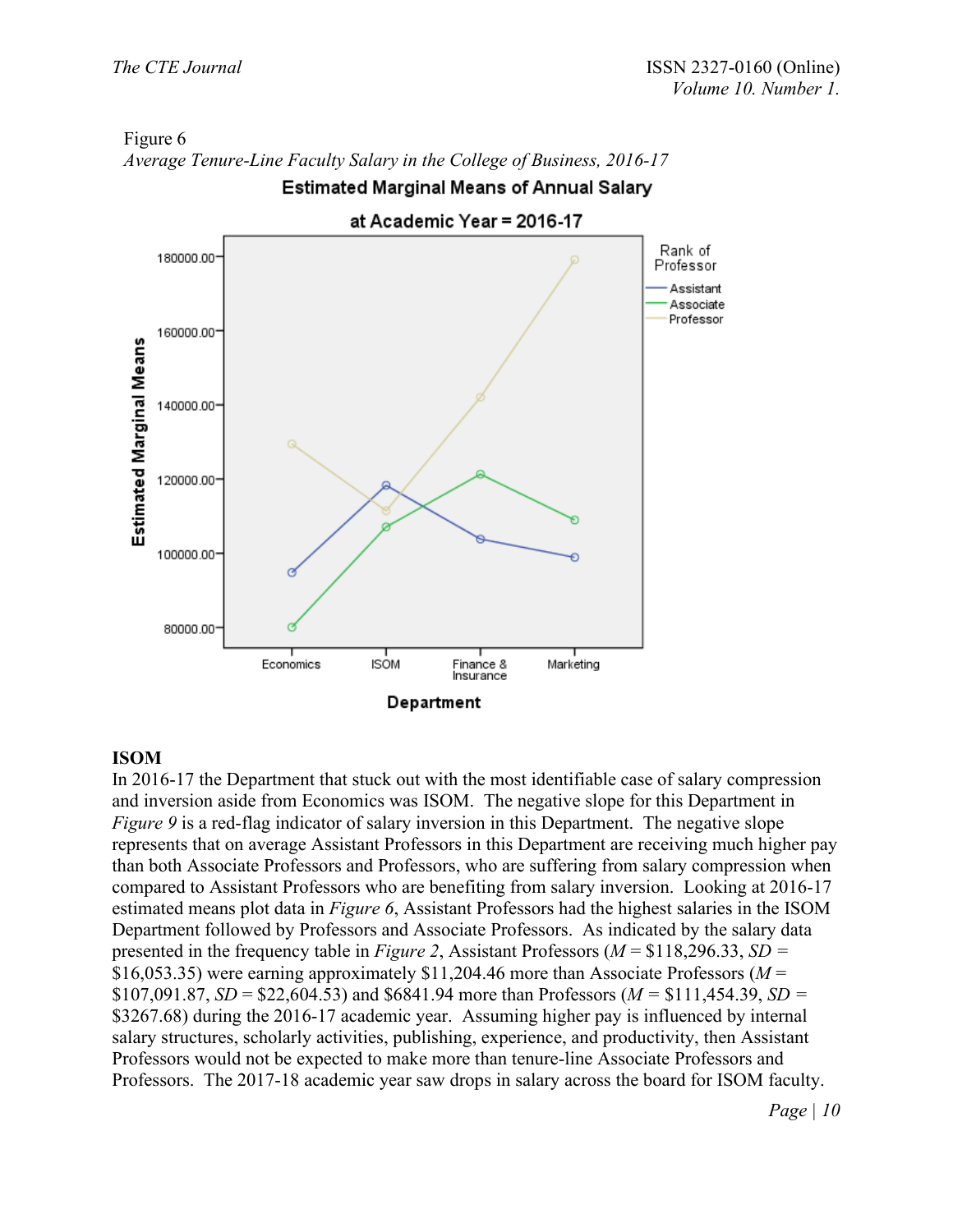Figure 6

*Average Tenure-Line Faculty Salary in the College of Business, 2016-17*

**ISOM**

In 2016-17 the Department that stuck out with the most identifiable case of salary compression and inversion aside from Economics was ISOM. The negative slope for this Department in *Figure 9* is a red-flag indicator of salary inversion in this Department. The negative slope represents that on average Assistant Professors in this Department are receiving much higher pay than both Associate Professors and Professors, who are suffering from salary compression when compared to Assistant Professors who are benefiting from salary inversion. Looking at 2016-17 estimated means plot data in *Figure 6*, Assistant Professors had the highest salaries in the ISOM Department followed by Professors and Associate Professors. As indicated by the salary data presented in the frequency table in *Figure 2*, Assistant Professors ($M$ = \$118,296.33, $SD$ = \$16,053.35) were earning approximately \$11,204.46 more than Associate Professors ($M$ = \$107,091.87, $SD$ = \$22,604.53) and \$6841.94 more than Professors ($M$ = \$111,454.39, $SD$ = \$3267.68) during the 2016-17 academic year. Assuming higher pay is influenced by internal salary structures, scholarly activities, publishing, experience, and productivity, then Assistant Professors would not be expected to make more than tenure-line Associate Professors and Professors. The 2017-18 academic year saw drops in salary across the board for ISOM faculty.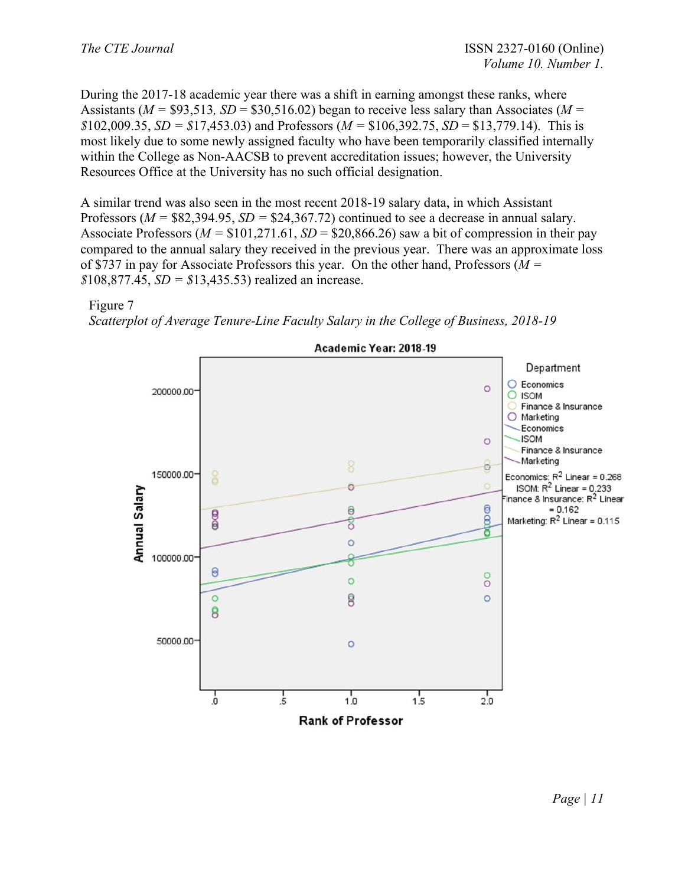During the 2017-18 academic year there was a shift in earning amongst these ranks, where Assistants (*M* = $93,513*, SD* = $30,516.02) began to receive less salary than Associates (*M* = $102,009.35, *SD* = $17,453.03) and Professors (*M* = $106,392.75, *SD* = $13,779.14). This is most likely due to some newly assigned faculty who have been temporarily classified internally within the College as Non-AACSB to prevent accreditation issues; however, the University Resources Office at the University has no such official designation.

A similar trend was also seen in the most recent 2018-19 salary data, in which Assistant Professors (*M* = $82,394.95, *SD* = $24,367.72) continued to see a decrease in annual salary. Associate Professors (*M* = $101,271.61, *SD* = $20,866.26) saw a bit of compression in their pay compared to the annual salary they received in the previous year. There was an approximate loss of $737 in pay for Associate Professors this year. On the other hand, Professors (*M* = $108,877.45, *SD* = $13,435.53) realized an increase.

Figure 7

*Scatterplot of Average Tenure-Line Faculty Salary in the College of Business, 2018-19*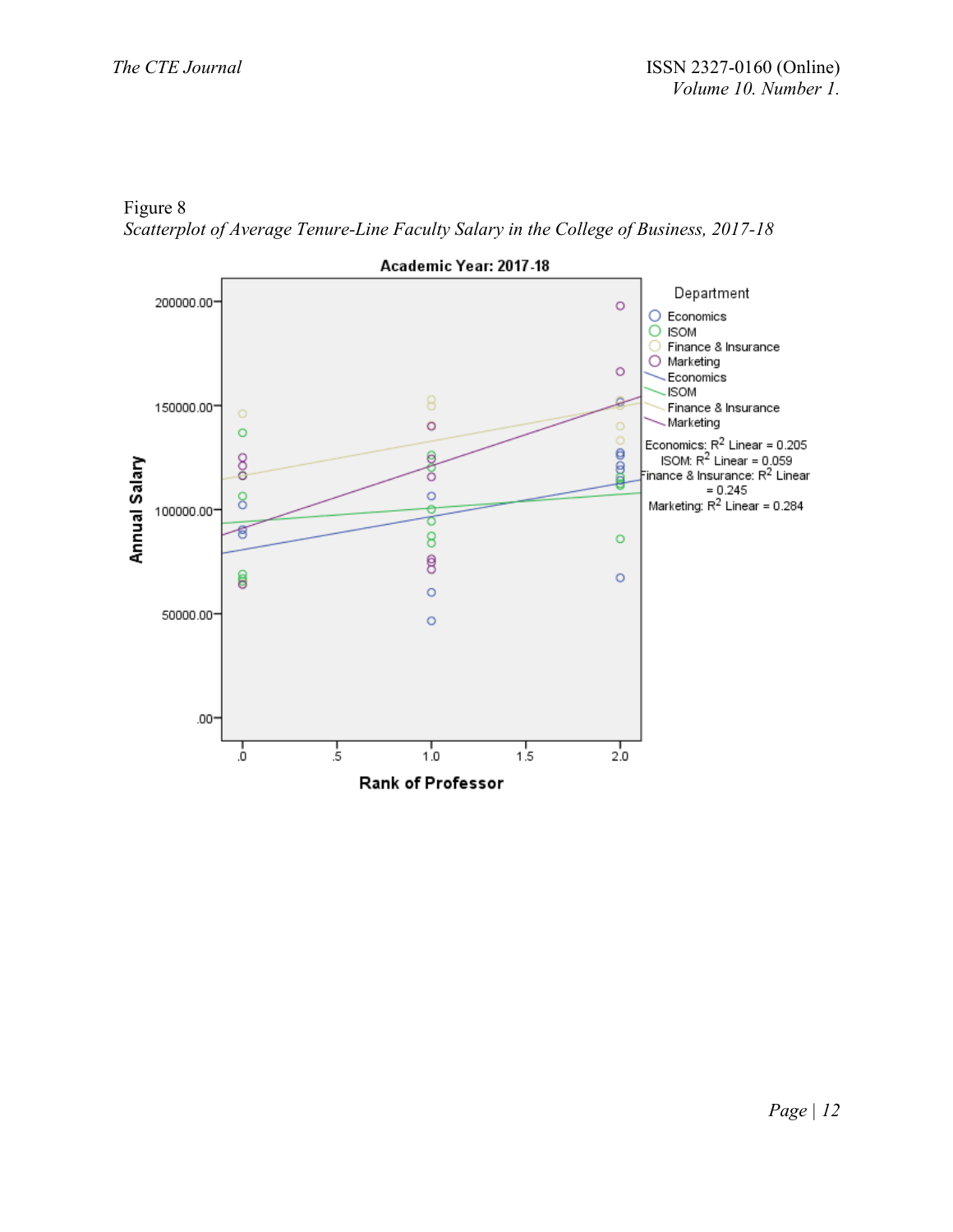Figure 8

*Scatterplot of Average Tenure-Line Faculty Salary in the College of Business, 2017-18*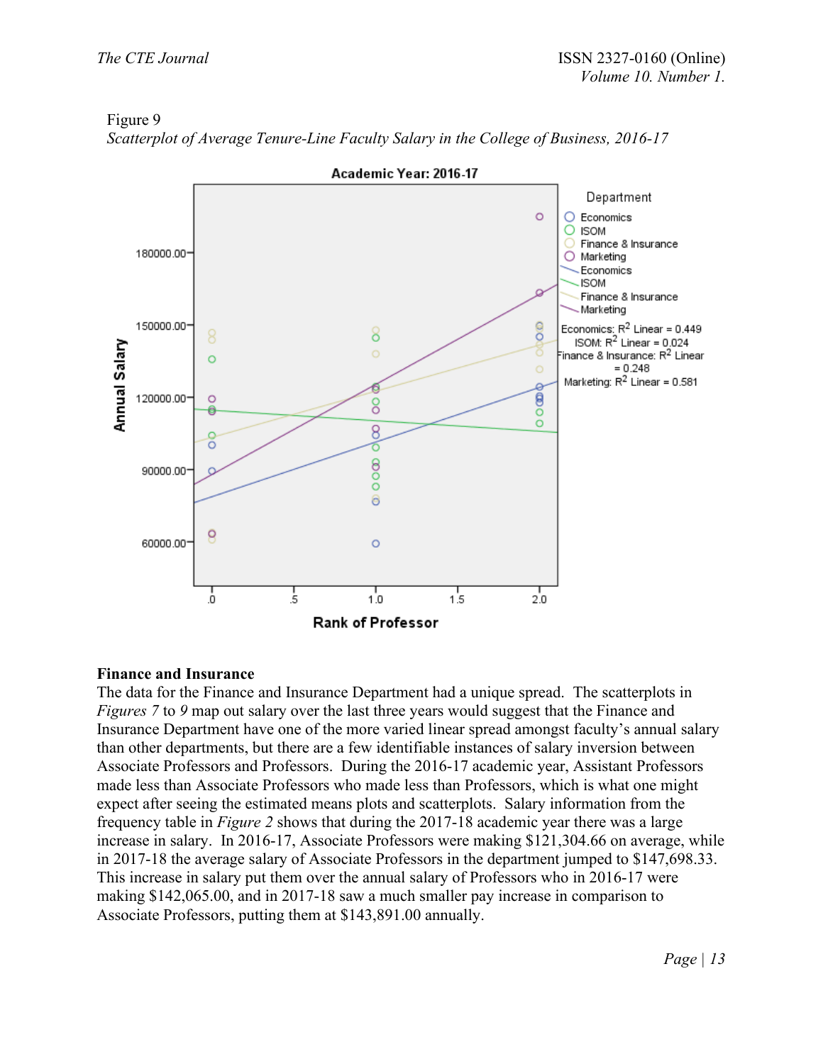Figure 9

*Scatterplot of Average Tenure-Line Faculty Salary in the College of Business, 2016-17*

**Finance and Insurance**

The data for the Finance and Insurance Department had a unique spread. The scatterplots in *Figures 7* to *9* map out salary over the last three years would suggest that the Finance and Insurance Department have one of the more varied linear spread amongst faculty's annual salary than other departments, but there are a few identifiable instances of salary inversion between Associate Professors and Professors. During the 2016-17 academic year, Assistant Professors made less than Associate Professors who made less than Professors, which is what one might expect after seeing the estimated means plots and scatterplots. Salary information from the frequency table in *Figure 2* shows that during the 2017-18 academic year there was a large increase in salary. In 2016-17, Associate Professors were making $121,304.66 on average, while in 2017-18 the average salary of Associate Professors in the department jumped to $147,698.33. This increase in salary put them over the annual salary of Professors who in 2016-17 were making $142,065.00, and in 2017-18 saw a much smaller pay increase in comparison to Associate Professors, putting them at $143,891.00 annually.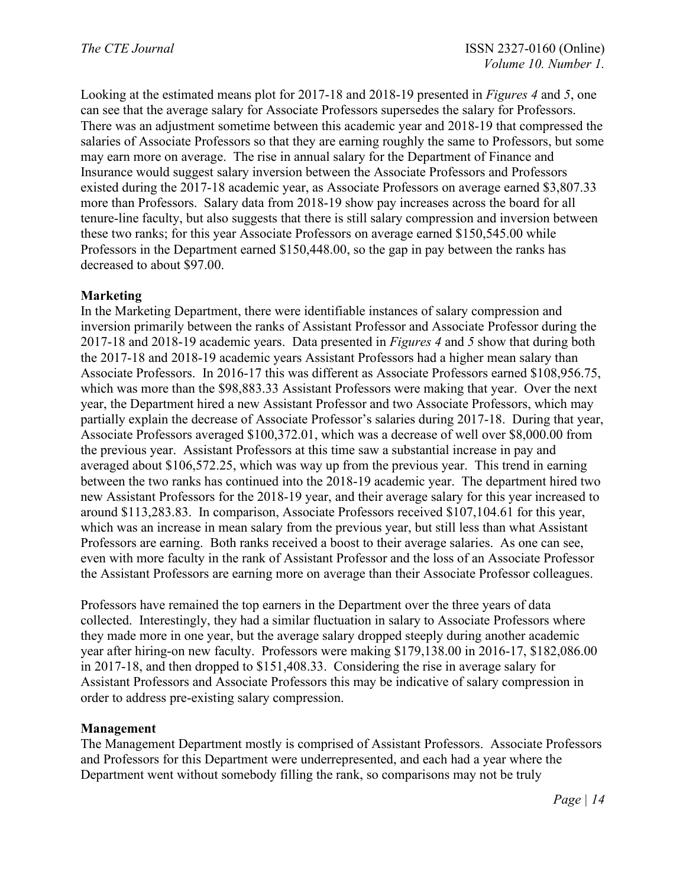Looking at the estimated means plot for 2017-18 and 2018-19 presented in *Figures 4* and *5*, one can see that the average salary for Associate Professors supersedes the salary for Professors. There was an adjustment sometime between this academic year and 2018-19 that compressed the salaries of Associate Professors so that they are earning roughly the same to Professors, but some may earn more on average. The rise in annual salary for the Department of Finance and Insurance would suggest salary inversion between the Associate Professors and Professors existed during the 2017-18 academic year, as Associate Professors on average earned $3,807.33 more than Professors. Salary data from 2018-19 show pay increases across the board for all tenure-line faculty, but also suggests that there is still salary compression and inversion between these two ranks; for this year Associate Professors on average earned $150,545.00 while Professors in the Department earned $150,448.00, so the gap in pay between the ranks has decreased to about $97.00.

**Marketing**

In the Marketing Department, there were identifiable instances of salary compression and inversion primarily between the ranks of Assistant Professor and Associate Professor during the 2017-18 and 2018-19 academic years. Data presented in *Figures 4* and *5* show that during both the 2017-18 and 2018-19 academic years Assistant Professors had a higher mean salary than Associate Professors. In 2016-17 this was different as Associate Professors earned $108,956.75, which was more than the $98,883.33 Assistant Professors were making that year. Over the next year, the Department hired a new Assistant Professor and two Associate Professors, which may partially explain the decrease of Associate Professor's salaries during 2017-18. During that year, Associate Professors averaged $100,372.01, which was a decrease of well over $8,000.00 from the previous year. Assistant Professors at this time saw a substantial increase in pay and averaged about $106,572.25, which was way up from the previous year. This trend in earning between the two ranks has continued into the 2018-19 academic year. The department hired two new Assistant Professors for the 2018-19 year, and their average salary for this year increased to around $113,283.83. In comparison, Associate Professors received $107,104.61 for this year, which was an increase in mean salary from the previous year, but still less than what Assistant Professors are earning. Both ranks received a boost to their average salaries. As one can see, even with more faculty in the rank of Assistant Professor and the loss of an Associate Professor the Assistant Professors are earning more on average than their Associate Professor colleagues.

Professors have remained the top earners in the Department over the three years of data collected. Interestingly, they had a similar fluctuation in salary to Associate Professors where they made more in one year, but the average salary dropped steeply during another academic year after hiring-on new faculty. Professors were making $179,138.00 in 2016-17, $182,086.00 in 2017-18, and then dropped to $151,408.33. Considering the rise in average salary for Assistant Professors and Associate Professors this may be indicative of salary compression in order to address pre-existing salary compression.

**Management**

The Management Department mostly is comprised of Assistant Professors. Associate Professors and Professors for this Department were underrepresented, and each had a year where the Department went without somebody filling the rank, so comparisons may not be truly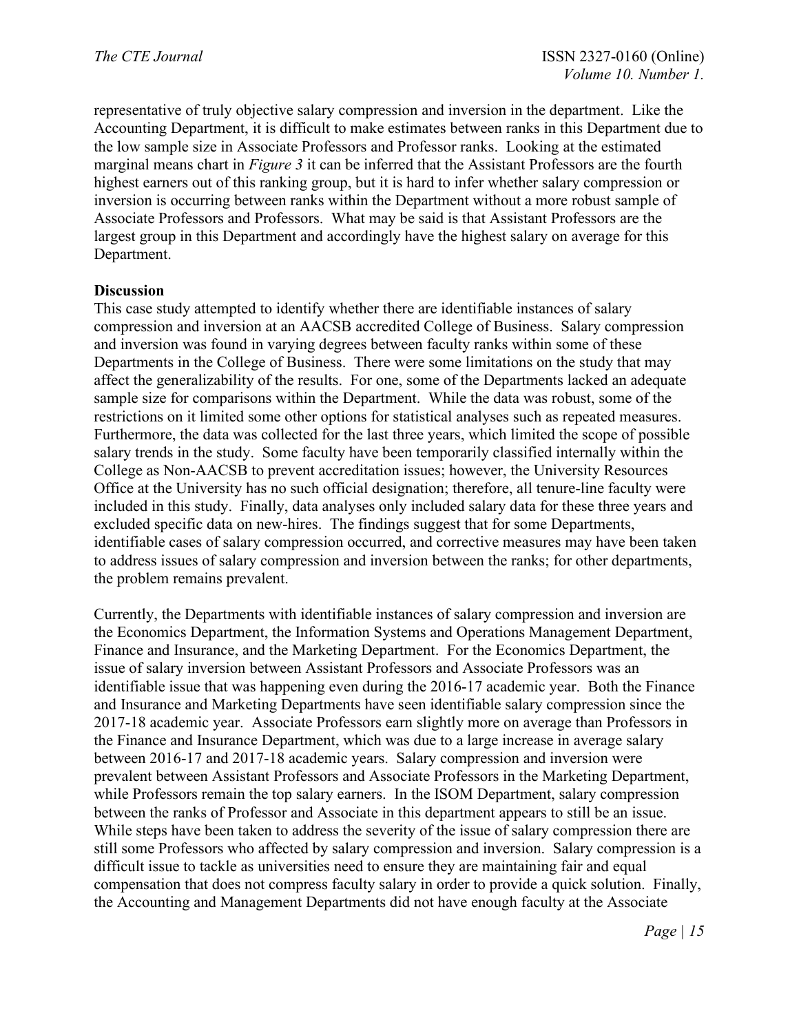representative of truly objective salary compression and inversion in the department. Like the Accounting Department, it is difficult to make estimates between ranks in this Department due to the low sample size in Associate Professors and Professor ranks. Looking at the estimated marginal means chart in *Figure 3* it can be inferred that the Assistant Professors are the fourth highest earners out of this ranking group, but it is hard to infer whether salary compression or inversion is occurring between ranks within the Department without a more robust sample of Associate Professors and Professors. What may be said is that Assistant Professors are the largest group in this Department and accordingly have the highest salary on average for this Department.

**Discussion**

This case study attempted to identify whether there are identifiable instances of salary compression and inversion at an AACSB accredited College of Business. Salary compression and inversion was found in varying degrees between faculty ranks within some of these Departments in the College of Business. There were some limitations on the study that may affect the generalizability of the results. For one, some of the Departments lacked an adequate sample size for comparisons within the Department. While the data was robust, some of the restrictions on it limited some other options for statistical analyses such as repeated measures. Furthermore, the data was collected for the last three years, which limited the scope of possible salary trends in the study. Some faculty have been temporarily classified internally within the College as Non-AACSB to prevent accreditation issues; however, the University Resources Office at the University has no such official designation; therefore, all tenure-line faculty were included in this study. Finally, data analyses only included salary data for these three years and excluded specific data on new-hires. The findings suggest that for some Departments, identifiable cases of salary compression occurred, and corrective measures may have been taken to address issues of salary compression and inversion between the ranks; for other departments, the problem remains prevalent.

Currently, the Departments with identifiable instances of salary compression and inversion are the Economics Department, the Information Systems and Operations Management Department, Finance and Insurance, and the Marketing Department. For the Economics Department, the issue of salary inversion between Assistant Professors and Associate Professors was an identifiable issue that was happening even during the 2016-17 academic year. Both the Finance and Insurance and Marketing Departments have seen identifiable salary compression since the 2017-18 academic year. Associate Professors earn slightly more on average than Professors in the Finance and Insurance Department, which was due to a large increase in average salary between 2016-17 and 2017-18 academic years. Salary compression and inversion were prevalent between Assistant Professors and Associate Professors in the Marketing Department, while Professors remain the top salary earners. In the ISOM Department, salary compression between the ranks of Professor and Associate in this department appears to still be an issue. While steps have been taken to address the severity of the issue of salary compression there are still some Professors who affected by salary compression and inversion. Salary compression is a difficult issue to tackle as universities need to ensure they are maintaining fair and equal compensation that does not compress faculty salary in order to provide a quick solution. Finally, the Accounting and Management Departments did not have enough faculty at the Associate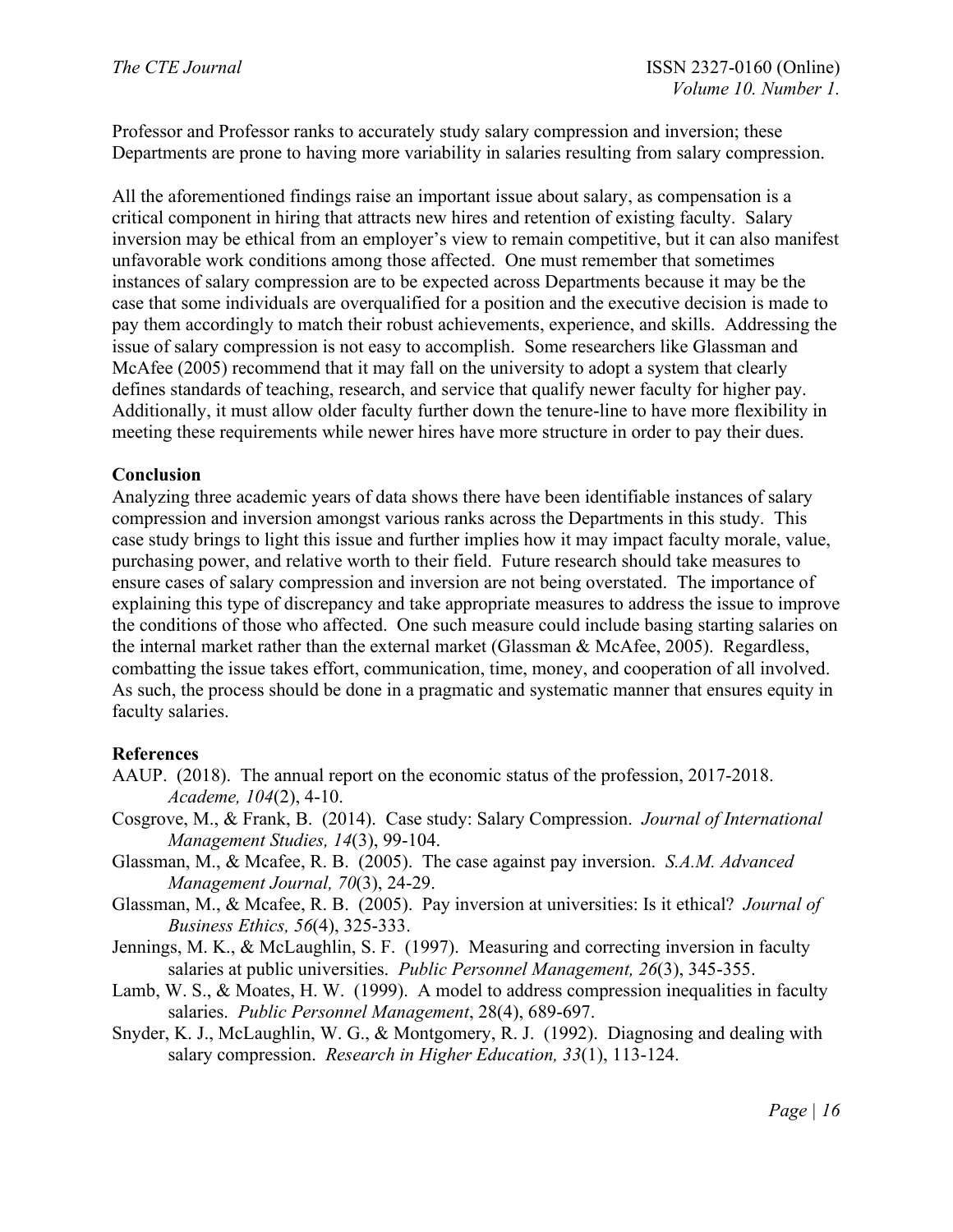Professor and Professor ranks to accurately study salary compression and inversion; these Departments are prone to having more variability in salaries resulting from salary compression.

All the aforementioned findings raise an important issue about salary, as compensation is a critical component in hiring that attracts new hires and retention of existing faculty. Salary inversion may be ethical from an employer's view to remain competitive, but it can also manifest unfavorable work conditions among those affected. One must remember that sometimes instances of salary compression are to be expected across Departments because it may be the case that some individuals are overqualified for a position and the executive decision is made to pay them accordingly to match their robust achievements, experience, and skills. Addressing the issue of salary compression is not easy to accomplish. Some researchers like Glassman and McAfee (2005) recommend that it may fall on the university to adopt a system that clearly defines standards of teaching, research, and service that qualify newer faculty for higher pay. Additionally, it must allow older faculty further down the tenure-line to have more flexibility in meeting these requirements while newer hires have more structure in order to pay their dues.

**Conclusion**

Analyzing three academic years of data shows there have been identifiable instances of salary compression and inversion amongst various ranks across the Departments in this study. This case study brings to light this issue and further implies how it may impact faculty morale, value, purchasing power, and relative worth to their field. Future research should take measures to ensure cases of salary compression and inversion are not being overstated. The importance of explaining this type of discrepancy and take appropriate measures to address the issue to improve the conditions of those who affected. One such measure could include basing starting salaries on the internal market rather than the external market (Glassman & McAfee, 2005). Regardless, combatting the issue takes effort, communication, time, money, and cooperation of all involved. As such, the process should be done in a pragmatic and systematic manner that ensures equity in faculty salaries.

**References**

AAUP. (2018). The annual report on the economic status of the profession, 2017-2018. *Academe, 104*(2), 4-10.

Cosgrove, M., & Frank, B. (2014). Case study: Salary Compression. *Journal of International Management Studies, 14*(3), 99-104.

Glassman, M., & Mcafee, R. B. (2005). The case against pay inversion. *S.A.M. Advanced Management Journal, 70*(3), 24-29.

Glassman, M., & Mcafee, R. B. (2005). Pay inversion at universities: Is it ethical? *Journal of Business Ethics, 56*(4), 325-333.

Jennings, M. K., & McLaughlin, S. F. (1997). Measuring and correcting inversion in faculty salaries at public universities. *Public Personnel Management, 26*(3), 345-355.

Lamb, W. S., & Moates, H. W. (1999). A model to address compression inequalities in faculty salaries. *Public Personnel Management*, 28(4), 689-697.

Snyder, K. J., McLaughlin, W. G., & Montgomery, R. J. (1992). Diagnosing and dealing with salary compression. *Research in Higher Education, 33*(1), 113-124.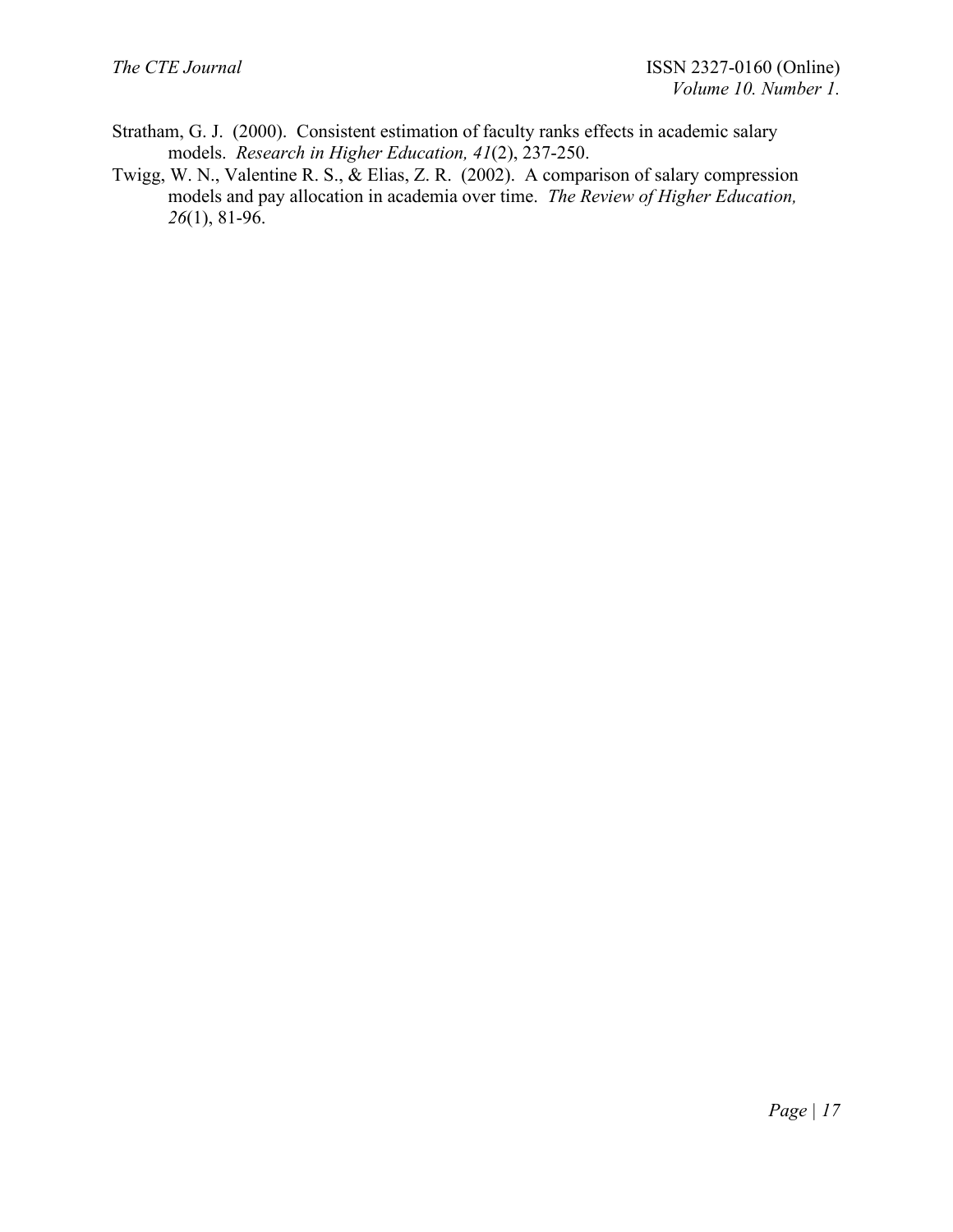Stratham, G. J. (2000). Consistent estimation of faculty ranks effects in academic salary models. *Research in Higher Education, 41*(2), 237-250.

Twigg, W. N., Valentine R. S., & Elias, Z. R. (2002). A comparison of salary compression models and pay allocation in academia over time. *The Review of Higher Education, 26*(1), 81-96.